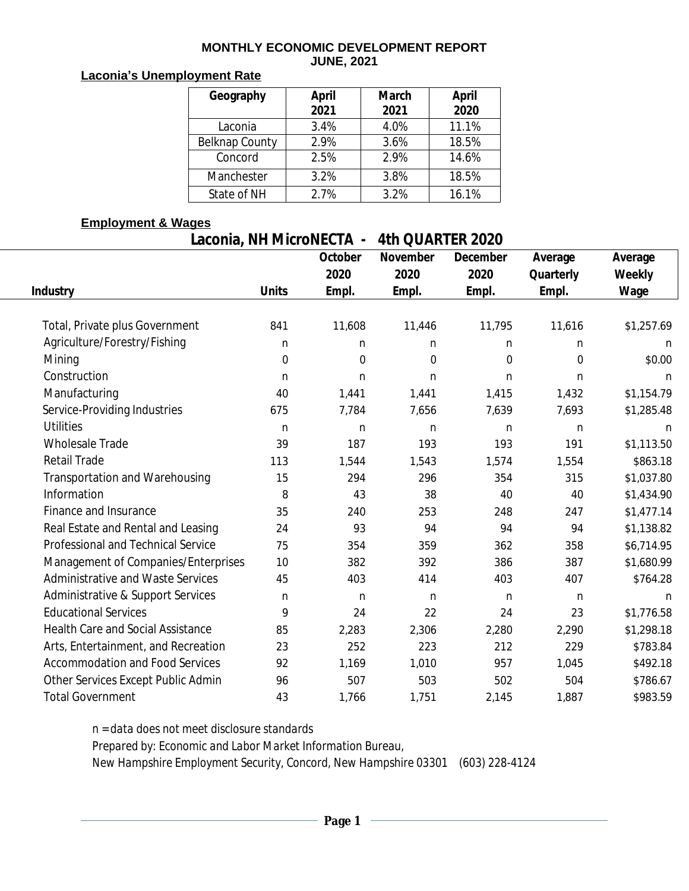# MONTHLY ECONOMIC DEVELOPMENT REPORT
## JUNE, 2021

**Laconia's Unemployment Rate**

| Geography | April 2021 | March 2021 | April 2020 |
|---|---|---|---|
| Laconia | 3.4% | 4.0% | 11.1% |
| Belknap County | 2.9% | 3.6% | 18.5% |
| Concord | 2.5% | 2.9% | 14.6% |
| Manchester | 3.2% | 3.8% | 18.5% |
| State of NH | 2.7% | 3.2% | 16.1% |

**Employment & Wages**

### Laconia, NH MicroNECTA - 4th QUARTER 2020

| Industry | Units | October 2020 Empl. | November 2020 Empl. | December 2020 Empl. | Average Quarterly Empl. | Average Weekly Wage |
|---|---|---|---|---|---|---|
| Total, Private plus Government | 841 | 11,608 | 11,446 | 11,795 | 11,616 | $1,257.69 |
| Agriculture/Forestry/Fishing | n | n | n | n | n | n |
| Mining | 0 | 0 | 0 | 0 | 0 | $0.00 |
| Construction | n | n | n | n | n | n |
| Manufacturing | 40 | 1,441 | 1,441 | 1,415 | 1,432 | $1,154.79 |
| Service-Providing Industries | 675 | 7,784 | 7,656 | 7,639 | 7,693 | $1,285.48 |
| Utilities | n | n | n | n | n | n |
| Wholesale Trade | 39 | 187 | 193 | 193 | 191 | $1,113.50 |
| Retail Trade | 113 | 1,544 | 1,543 | 1,574 | 1,554 | $863.18 |
| Transportation and Warehousing | 15 | 294 | 296 | 354 | 315 | $1,037.80 |
| Information | 8 | 43 | 38 | 40 | 40 | $1,434.90 |
| Finance and Insurance | 35 | 240 | 253 | 248 | 247 | $1,477.14 |
| Real Estate and Rental and Leasing | 24 | 93 | 94 | 94 | 94 | $1,138.82 |
| Professional and Technical Service | 75 | 354 | 359 | 362 | 358 | $6,714.95 |
| Management of Companies/Enterprises | 10 | 382 | 392 | 386 | 387 | $1,680.99 |
| Administrative and Waste Services | 45 | 403 | 414 | 403 | 407 | $764.28 |
| Administrative & Support Services | n | n | n | n | n | n |
| Educational Services | 9 | 24 | 22 | 24 | 23 | $1,776.58 |
| Health Care and Social Assistance | 85 | 2,283 | 2,306 | 2,280 | 2,290 | $1,298.18 |
| Arts, Entertainment, and Recreation | 23 | 252 | 223 | 212 | 229 | $783.84 |
| Accommodation and Food Services | 92 | 1,169 | 1,010 | 957 | 1,045 | $492.18 |
| Other Services Except Public Admin | 96 | 507 | 503 | 502 | 504 | $786.67 |
| Total Government | 43 | 1,766 | 1,751 | 2,145 | 1,887 | $983.59 |

*n = data does not meet disclosure standards*

*Prepared by: Economic and Labor Market Information Bureau,*

*New Hampshire Employment Security, Concord, New Hampshire 03301 (603) 228-4124*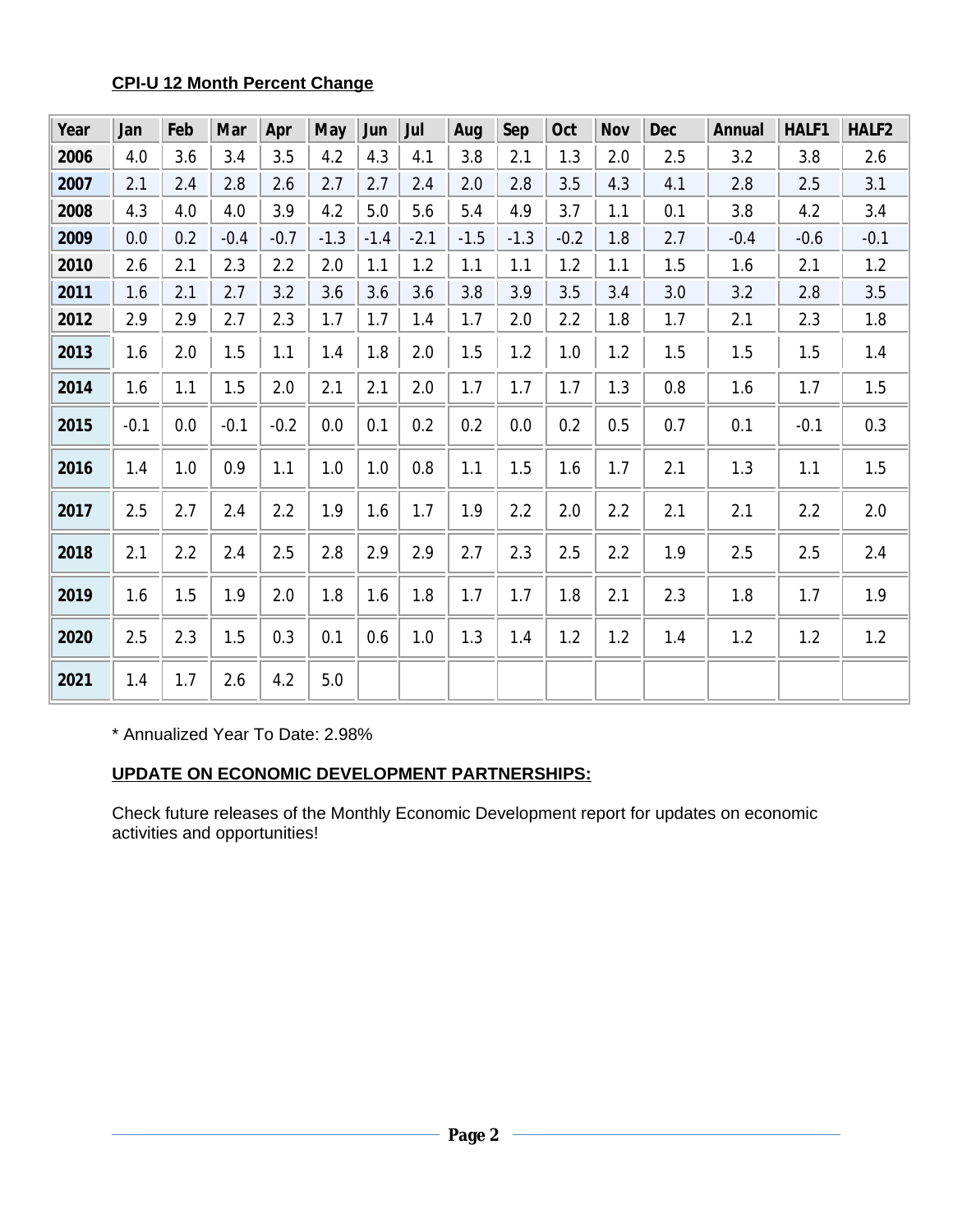**CPI-U 12 Month Percent Change**

| Year | Jan | Feb | Mar | Apr | May | Jun | Jul | Aug | Sep | Oct | Nov | Dec | Annual | HALF1 | HALF2 |
|---|---|---|---|---|---|---|---|---|---|---|---|---|---|---|---|
| 2006 | 4.0 | 3.6 | 3.4 | 3.5 | 4.2 | 4.3 | 4.1 | 3.8 | 2.1 | 1.3 | 2.0 | 2.5 | 3.2 | 3.8 | 2.6 |
| 2007 | 2.1 | 2.4 | 2.8 | 2.6 | 2.7 | 2.7 | 2.4 | 2.0 | 2.8 | 3.5 | 4.3 | 4.1 | 2.8 | 2.5 | 3.1 |
| 2008 | 4.3 | 4.0 | 4.0 | 3.9 | 4.2 | 5.0 | 5.6 | 5.4 | 4.9 | 3.7 | 1.1 | 0.1 | 3.8 | 4.2 | 3.4 |
| 2009 | 0.0 | 0.2 | -0.4 | -0.7 | -1.3 | -1.4 | -2.1 | -1.5 | -1.3 | -0.2 | 1.8 | 2.7 | -0.4 | -0.6 | -0.1 |
| 2010 | 2.6 | 2.1 | 2.3 | 2.2 | 2.0 | 1.1 | 1.2 | 1.1 | 1.1 | 1.2 | 1.1 | 1.5 | 1.6 | 2.1 | 1.2 |
| 2011 | 1.6 | 2.1 | 2.7 | 3.2 | 3.6 | 3.6 | 3.6 | 3.8 | 3.9 | 3.5 | 3.4 | 3.0 | 3.2 | 2.8 | 3.5 |
| 2012 | 2.9 | 2.9 | 2.7 | 2.3 | 1.7 | 1.7 | 1.4 | 1.7 | 2.0 | 2.2 | 1.8 | 1.7 | 2.1 | 2.3 | 1.8 |
| 2013 | 1.6 | 2.0 | 1.5 | 1.1 | 1.4 | 1.8 | 2.0 | 1.5 | 1.2 | 1.0 | 1.2 | 1.5 | 1.5 | 1.5 | 1.4 |
| 2014 | 1.6 | 1.1 | 1.5 | 2.0 | 2.1 | 2.1 | 2.0 | 1.7 | 1.7 | 1.7 | 1.3 | 0.8 | 1.6 | 1.7 | 1.5 |
| 2015 | -0.1 | 0.0 | -0.1 | -0.2 | 0.0 | 0.1 | 0.2 | 0.2 | 0.0 | 0.2 | 0.5 | 0.7 | 0.1 | -0.1 | 0.3 |
| 2016 | 1.4 | 1.0 | 0.9 | 1.1 | 1.0 | 1.0 | 0.8 | 1.1 | 1.5 | 1.6 | 1.7 | 2.1 | 1.3 | 1.1 | 1.5 |
| 2017 | 2.5 | 2.7 | 2.4 | 2.2 | 1.9 | 1.6 | 1.7 | 1.9 | 2.2 | 2.0 | 2.2 | 2.1 | 2.1 | 2.2 | 2.0 |
| 2018 | 2.1 | 2.2 | 2.4 | 2.5 | 2.8 | 2.9 | 2.9 | 2.7 | 2.3 | 2.5 | 2.2 | 1.9 | 2.5 | 2.5 | 2.4 |
| 2019 | 1.6 | 1.5 | 1.9 | 2.0 | 1.8 | 1.6 | 1.8 | 1.7 | 1.7 | 1.8 | 2.1 | 2.3 | 1.8 | 1.7 | 1.9 |
| 2020 | 2.5 | 2.3 | 1.5 | 0.3 | 0.1 | 0.6 | 1.0 | 1.3 | 1.4 | 1.2 | 1.2 | 1.4 | 1.2 | 1.2 | 1.2 |
| 2021 | 1.4 | 1.7 | 2.6 | 4.2 | 5.0 | | | | | | | | | | |

* Annualized Year To Date: 2.98%

**UPDATE ON ECONOMIC DEVELOPMENT PARTNERSHIPS:**

Check future releases of the Monthly Economic Development report for updates on economic activities and opportunities!